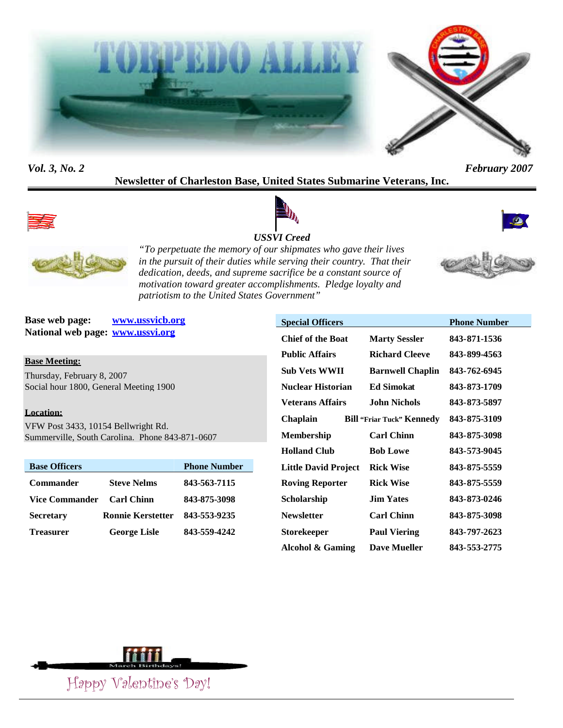# TORPEDO ALLEY

*Vol. 3, No. 2* *February 2007*

**Newsletter of Charleston Base, United States Submarine Veterans, Inc.**

***USSVI Creed***

*"To perpetuate the memory of our shipmates who gave their lives in the pursuit of their duties while serving their country. That their dedication, deeds, and supreme sacrifice be a constant source of motivation toward greater accomplishments. Pledge loyalty and patriotism to the United States Government"*

**Base web page:** [www.ussvicb.org](http://www.ussvicb.org)
**National web page:** [www.ussvi.org](http://www.ussvi.org)

**Base Meeting:**

Thursday, February 8, 2007
Social hour 1800, General Meeting 1900

**Location:**

VFW Post 3433, 10154 Bellwright Rd.
Summerville, South Carolina. Phone 843-871-0607

| Base Officers | | Phone Number |
|---|---|---|
| **Commander** | **Steve Nelms** | **843-563-7115** |
| **Vice Commander** | **Carl Chinn** | **843-875-3098** |
| **Secretary** | **Ronnie Kerstetter** | **843-553-9235** |
| **Treasurer** | **George Lisle** | **843-559-4242** |

| Special Officers | | Phone Number |
|---|---|---|
| **Chief of the Boat** | **Marty Sessler** | **843-871-1536** |
| **Public Affairs** | **Richard Cleeve** | **843-899-4563** |
| **Sub Vets WWII** | **Barnwell Chaplin** | **843-762-6945** |
| **Nuclear Historian** | **Ed Simokat** | **843-873-1709** |
| **Veterans Affairs** | **John Nichols** | **843-873-5897** |
| **Chaplain** | **Bill "Friar Tuck" Kennedy** | **843-875-3109** |
| **Membership** | **Carl Chinn** | **843-875-3098** |
| **Holland Club** | **Bob Lowe** | **843-573-9045** |
| **Little David Project** | **Rick Wise** | **843-875-5559** |
| **Roving Reporter** | **Rick Wise** | **843-875-5559** |
| **Scholarship** | **Jim Yates** | **843-873-0246** |
| **Newsletter** | **Carl Chinn** | **843-875-3098** |
| **Storekeeper** | **Paul Viering** | **843-797-2623** |
| **Alcohol & Gaming** | **Dave Mueller** | **843-553-2775** |

March Birthdays!

Happy Valentine's Day!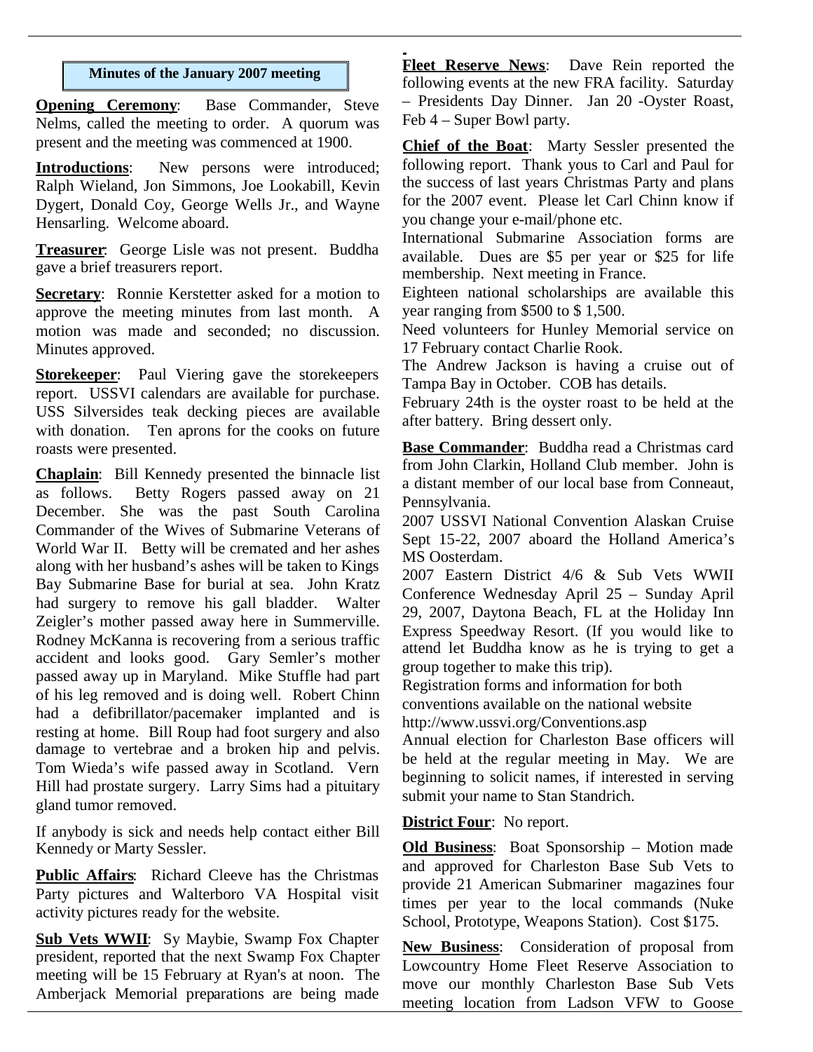## Minutes of the January 2007 meeting

**Opening Ceremony**: Base Commander, Steve Nelms, called the meeting to order. A quorum was present and the meeting was commenced at 1900.

**Introductions**: New persons were introduced; Ralph Wieland, Jon Simmons, Joe Lookabill, Kevin Dygert, Donald Coy, George Wells Jr., and Wayne Hensarling. Welcome aboard.

**Treasurer**: George Lisle was not present. Buddha gave a brief treasurers report.

**Secretary**: Ronnie Kerstetter asked for a motion to approve the meeting minutes from last month. A motion was made and seconded; no discussion. Minutes approved.

**Storekeeper**: Paul Viering gave the storekeepers report. USSVI calendars are available for purchase. USS Silversides teak decking pieces are available with donation. Ten aprons for the cooks on future roasts were presented.

**Chaplain**: Bill Kennedy presented the binnacle list as follows. Betty Rogers passed away on 21 December. She was the past South Carolina Commander of the Wives of Submarine Veterans of World War II. Betty will be cremated and her ashes along with her husband's ashes will be taken to Kings Bay Submarine Base for burial at sea. John Kratz had surgery to remove his gall bladder. Walter Zeigler's mother passed away here in Summerville. Rodney McKanna is recovering from a serious traffic accident and looks good. Gary Semler's mother passed away up in Maryland. Mike Stuffle had part of his leg removed and is doing well. Robert Chinn had a defibrillator/pacemaker implanted and is resting at home. Bill Roup had foot surgery and also damage to vertebrae and a broken hip and pelvis. Tom Wieda's wife passed away in Scotland. Vern Hill had prostate surgery. Larry Sims had a pituitary gland tumor removed.

If anybody is sick and needs help contact either Bill Kennedy or Marty Sessler.

**Public Affairs**: Richard Cleeve has the Christmas Party pictures and Walterboro VA Hospital visit activity pictures ready for the website.

**Sub Vets WWII**: Sy Maybie, Swamp Fox Chapter president, reported that the next Swamp Fox Chapter meeting will be 15 February at Ryan's at noon. The Amberjack Memorial preparations are being made

**Fleet Reserve News**: Dave Rein reported the following events at the new FRA facility. Saturday – Presidents Day Dinner. Jan 20 -Oyster Roast, Feb 4 – Super Bowl party.

**Chief of the Boat**: Marty Sessler presented the following report. Thank yous to Carl and Paul for the success of last years Christmas Party and plans for the 2007 event. Please let Carl Chinn know if you change your e-mail/phone etc.

International Submarine Association forms are available. Dues are $5 per year or $25 for life membership. Next meeting in France.

Eighteen national scholarships are available this year ranging from $500 to $ 1,500.

Need volunteers for Hunley Memorial service on 17 February contact Charlie Rook.

The Andrew Jackson is having a cruise out of Tampa Bay in October. COB has details.

February 24th is the oyster roast to be held at the after battery. Bring dessert only.

**Base Commander**: Buddha read a Christmas card from John Clarkin, Holland Club member. John is a distant member of our local base from Conneaut, Pennsylvania.

2007 USSVI National Convention Alaskan Cruise Sept 15-22, 2007 aboard the Holland America's MS Oosterdam.

2007 Eastern District 4/6 & Sub Vets WWII Conference Wednesday April 25 – Sunday April 29, 2007, Daytona Beach, FL at the Holiday Inn Express Speedway Resort. (If you would like to attend let Buddha know as he is trying to get a group together to make this trip).

Registration forms and information for both conventions available on the national website http://www.ussvi.org/Conventions.asp

Annual election for Charleston Base officers will be held at the regular meeting in May. We are beginning to solicit names, if interested in serving submit your name to Stan Standrich.

**District Four**: No report.

**Old Business**: Boat Sponsorship – Motion made and approved for Charleston Base Sub Vets to provide 21 American Submariner magazines four times per year to the local commands (Nuke School, Prototype, Weapons Station). Cost $175.

**New Business**: Consideration of proposal from Lowcountry Home Fleet Reserve Association to move our monthly Charleston Base Sub Vets meeting location from Ladson VFW to Goose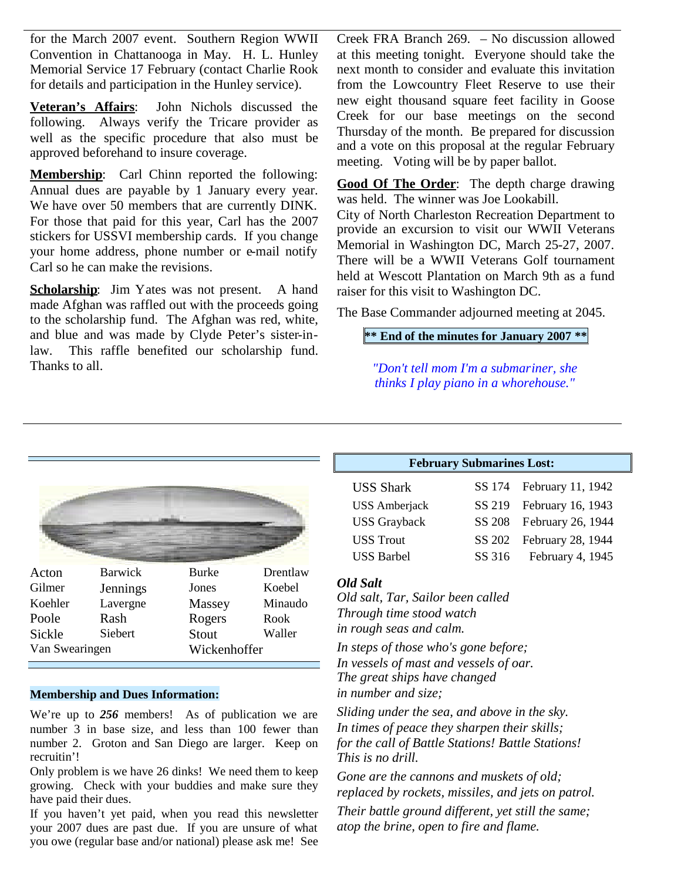for the March 2007 event. Southern Region WWII Convention in Chattanooga in May. H. L. Hunley Memorial Service 17 February (contact Charlie Rook for details and participation in the Hunley service).

**Veteran's Affairs**: John Nichols discussed the following. Always verify the Tricare provider as well as the specific procedure that also must be approved beforehand to insure coverage.

**Membership**: Carl Chinn reported the following: Annual dues are payable by 1 January every year. We have over 50 members that are currently DINK. For those that paid for this year, Carl has the 2007 stickers for USSVI membership cards. If you change your home address, phone number or e-mail notify Carl so he can make the revisions.

**Scholarship**: Jim Yates was not present. A hand made Afghan was raffled out with the proceeds going to the scholarship fund. The Afghan was red, white, and blue and was made by Clyde Peter's sister-in-law. This raffle benefited our scholarship fund. Thanks to all.

Creek FRA Branch 269. – No discussion allowed at this meeting tonight. Everyone should take the next month to consider and evaluate this invitation from the Lowcountry Fleet Reserve to use their new eight thousand square feet facility in Goose Creek for our base meetings on the second Thursday of the month. Be prepared for discussion and a vote on this proposal at the regular February meeting. Voting will be by paper ballot.

**Good Of The Order**: The depth charge drawing was held. The winner was Joe Lookabill.
City of North Charleston Recreation Department to provide an excursion to visit our WWII Veterans Memorial in Washington DC, March 25-27, 2007. There will be a WWII Veterans Golf tournament held at Wescott Plantation on March 9th as a fund raiser for this visit to Washington DC.

The Base Commander adjourned meeting at 2045.

**\*\* End of the minutes for January 2007 \*\***

*"Don't tell mom I'm a submariner, she thinks I play piano in a whorehouse."*

| | | | |
|---|---|---|---|
| Acton | Barwick | Burke | Drentlaw |
| Gilmer | Jennings | Jones | Koebel |
| Koehler | Lavergne | Massey | Minaudo |
| Poole | Rash | Rogers | Rook |
| Sickle | Siebert | Stout | Waller |
| Van Swearingen | | Wickenhoffer | |

**Membership and Dues Information:**

We're up to ***256*** members! As of publication we are number 3 in base size, and less than 100 fewer than number 2. Groton and San Diego are larger. Keep on recruitin'!
Only problem is we have 26 dinks! We need them to keep growing. Check with your buddies and make sure they have paid their dues.
If you haven't yet paid, when you read this newsletter your 2007 dues are past due. If you are unsure of what you owe (regular base and/or national) please ask me! See

**February Submarines Lost:**

| | | |
|---|---|---|
| USS Shark | SS 174 | February 11, 1942 |
| USS Amberjack | SS 219 | February 16, 1943 |
| USS Grayback | SS 208 | February 26, 1944 |
| USS Trout | SS 202 | February 28, 1944 |
| USS Barbel | SS 316 | February 4, 1945 |

***Old Salt***

*Old salt, Tar, Sailor been called*
*Through time stood watch*
*in rough seas and calm.*

*In steps of those who's gone before;*
*In vessels of mast and vessels of oar.*
*The great ships have changed*
*in number and size;*

*Sliding under the sea, and above in the sky.*
*In times of peace they sharpen their skills;*
*for the call of Battle Stations! Battle Stations!*
*This is no drill.*

*Gone are the cannons and muskets of old;*
*replaced by rockets, missiles, and jets on patrol.*

*Their battle ground different, yet still the same;*
*atop the brine, open to fire and flame.*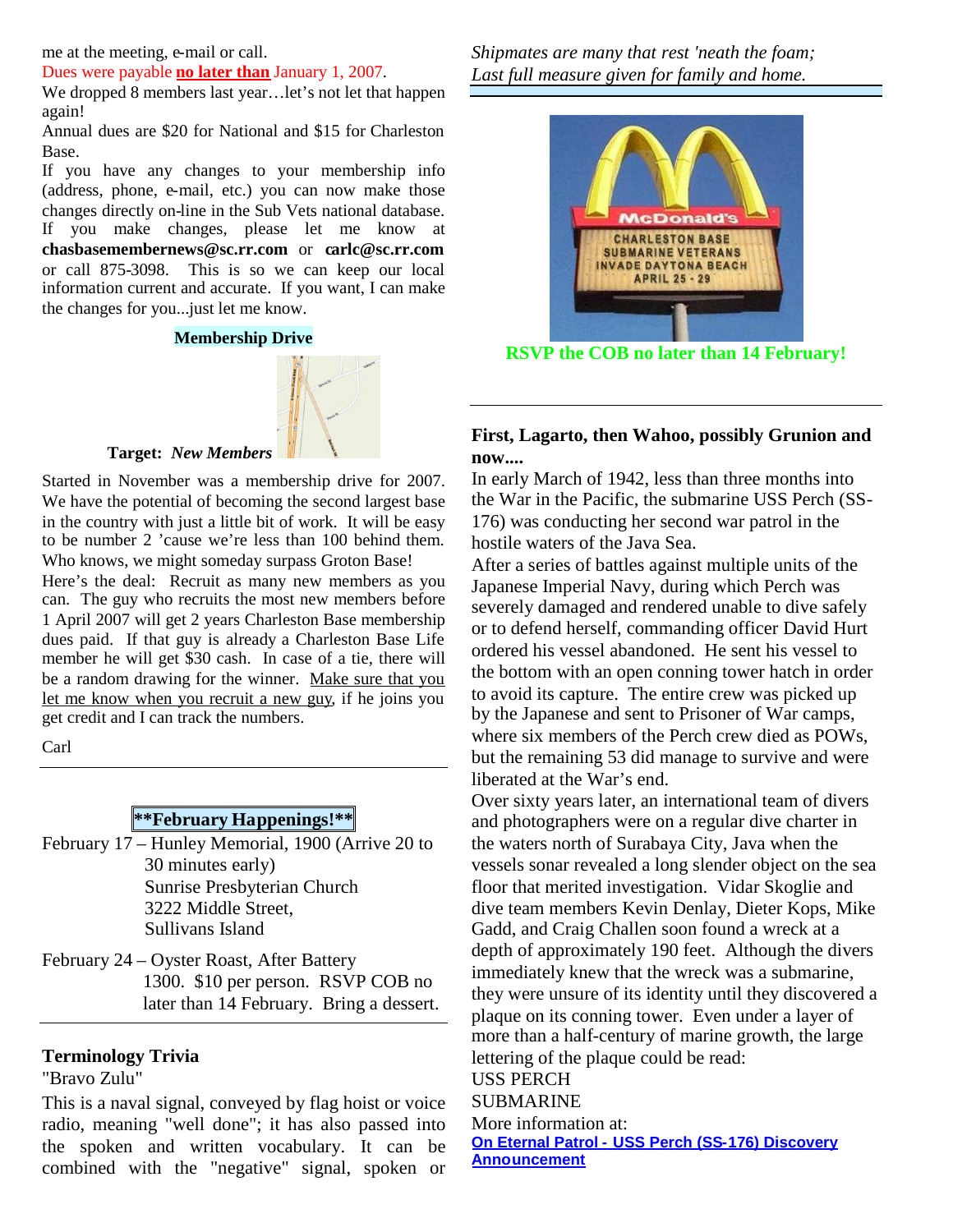me at the meeting, e-mail or call.

Dues were payable **no later than** January 1, 2007.

We dropped 8 members last year…let's not let that happen again!

Annual dues are $20 for National and $15 for Charleston Base.

If you have any changes to your membership info (address, phone, e-mail, etc.) you can now make those changes directly on-line in the Sub Vets national database. If you make changes, please let me know at **chasbasemembernews@sc.rr.com** or **carlc@sc.rr.com** or call 875-3098. This is so we can keep our local information current and accurate. If you want, I can make the changes for you...just let me know.

**Membership Drive**

**Target: *New Members***

Started in November was a membership drive for 2007. We have the potential of becoming the second largest base in the country with just a little bit of work. It will be easy to be number 2 'cause we're less than 100 behind them. Who knows, we might someday surpass Groton Base!

Here's the deal: Recruit as many new members as you can. The guy who recruits the most new members before 1 April 2007 will get 2 years Charleston Base membership dues paid. If that guy is already a Charleston Base Life member he will get $30 cash. In case of a tie, there will be a random drawing for the winner. Make sure that you let me know when you recruit a new guy, if he joins you get credit and I can track the numbers.

Carl

---

## **February Happenings!**

February 17 – Hunley Memorial, 1900 (Arrive 20 to 30 minutes early)
Sunrise Presbyterian Church
3222 Middle Street,
Sullivans Island

February 24 – Oyster Roast, After Battery 1300. $10 per person. RSVP COB no later than 14 February. Bring a dessert.

---

**Terminology Trivia**

"Bravo Zulu"

This is a naval signal, conveyed by flag hoist or voice radio, meaning "well done"; it has also passed into the spoken and written vocabulary. It can be combined with the "negative" signal, spoken or

*Shipmates are many that rest 'neath the foam;*
*Last full measure given for family and home.*

---

McDONALD'S
CHARLESTON BASE
SUBMARINE VETERANS
INVADE DAYTONA BEACH
APRIL 25 - 29

**RSVP the COB no later than 14 February!**

---

### **First, Lagarto, then Wahoo, possibly Grunion and now....**

In early March of 1942, less than three months into the War in the Pacific, the submarine USS Perch (SS-176) was conducting her second war patrol in the hostile waters of the Java Sea.

After a series of battles against multiple units of the Japanese Imperial Navy, during which Perch was severely damaged and rendered unable to dive safely or to defend herself, commanding officer David Hurt ordered his vessel abandoned. He sent his vessel to the bottom with an open conning tower hatch in order to avoid its capture. The entire crew was picked up by the Japanese and sent to Prisoner of War camps, where six members of the Perch crew died as POWs, but the remaining 53 did manage to survive and were liberated at the War's end.

Over sixty years later, an international team of divers and photographers were on a regular dive charter in the waters north of Surabaya City, Java when the vessels sonar revealed a long slender object on the sea floor that merited investigation. Vidar Skoglie and dive team members Kevin Denlay, Dieter Kops, Mike Gadd, and Craig Challen soon found a wreck at a depth of approximately 190 feet. Although the divers immediately knew that the wreck was a submarine, they were unsure of its identity until they discovered a plaque on its conning tower. Even under a layer of more than a half-century of marine growth, the large lettering of the plaque could be read:

USS PERCH
SUBMARINE

More information at:
**On Eternal Patrol - USS Perch (SS-176) Discovery Announcement**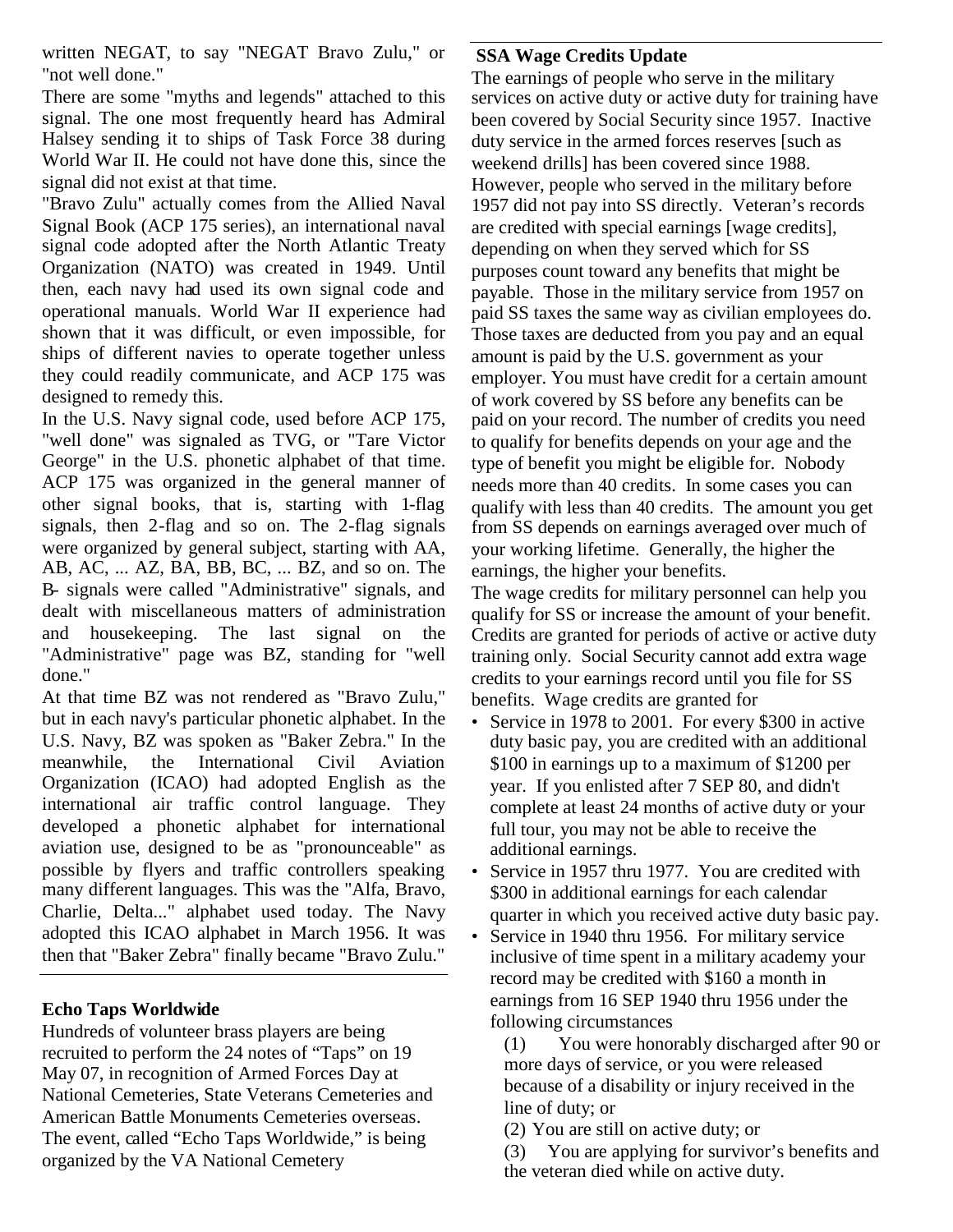written NEGAT, to say "NEGAT Bravo Zulu," or "not well done."

There are some "myths and legends" attached to this signal. The one most frequently heard has Admiral Halsey sending it to ships of Task Force 38 during World War II. He could not have done this, since the signal did not exist at that time.

"Bravo Zulu" actually comes from the Allied Naval Signal Book (ACP 175 series), an international naval signal code adopted after the North Atlantic Treaty Organization (NATO) was created in 1949. Until then, each navy had used its own signal code and operational manuals. World War II experience had shown that it was difficult, or even impossible, for ships of different navies to operate together unless they could readily communicate, and ACP 175 was designed to remedy this.

In the U.S. Navy signal code, used before ACP 175, "well done" was signaled as TVG, or "Tare Victor George" in the U.S. phonetic alphabet of that time. ACP 175 was organized in the general manner of other signal books, that is, starting with 1-flag signals, then 2-flag and so on. The 2-flag signals were organized by general subject, starting with AA, AB, AC, ... AZ, BA, BB, BC, ... BZ, and so on. The B- signals were called "Administrative" signals, and dealt with miscellaneous matters of administration and housekeeping. The last signal on the "Administrative" page was BZ, standing for "well done."

At that time BZ was not rendered as "Bravo Zulu," but in each navy's particular phonetic alphabet. In the U.S. Navy, BZ was spoken as "Baker Zebra." In the meanwhile, the International Civil Aviation Organization (ICAO) had adopted English as the international air traffic control language. They developed a phonetic alphabet for international aviation use, designed to be as "pronounceable" as possible by flyers and traffic controllers speaking many different languages. This was the "Alfa, Bravo, Charlie, Delta..." alphabet used today. The Navy adopted this ICAO alphabet in March 1956. It was then that "Baker Zebra" finally became "Bravo Zulu."

**Echo Taps Worldwide**

Hundreds of volunteer brass players are being recruited to perform the 24 notes of "Taps" on 19 May 07, in recognition of Armed Forces Day at National Cemeteries, State Veterans Cemeteries and American Battle Monuments Cemeteries overseas. The event, called "Echo Taps Worldwide," is being organized by the VA National Cemetery

**SSA Wage Credits Update**

The earnings of people who serve in the military services on active duty or active duty for training have been covered by Social Security since 1957. Inactive duty service in the armed forces reserves [such as weekend drills] has been covered since 1988. However, people who served in the military before 1957 did not pay into SS directly. Veteran's records are credited with special earnings [wage credits], depending on when they served which for SS purposes count toward any benefits that might be payable. Those in the military service from 1957 on paid SS taxes the same way as civilian employees do. Those taxes are deducted from you pay and an equal amount is paid by the U.S. government as your employer. You must have credit for a certain amount of work covered by SS before any benefits can be paid on your record. The number of credits you need to qualify for benefits depends on your age and the type of benefit you might be eligible for. Nobody needs more than 40 credits. In some cases you can qualify with less than 40 credits. The amount you get from SS depends on earnings averaged over much of your working lifetime. Generally, the higher the earnings, the higher your benefits.

The wage credits for military personnel can help you qualify for SS or increase the amount of your benefit. Credits are granted for periods of active or active duty training only. Social Security cannot add extra wage credits to your earnings record until you file for SS benefits. Wage credits are granted for

- Service in 1978 to 2001. For every $300 in active duty basic pay, you are credited with an additional $100 in earnings up to a maximum of $1200 per year. If you enlisted after 7 SEP 80, and didn't complete at least 24 months of active duty or your full tour, you may not be able to receive the additional earnings.
- Service in 1957 thru 1977. You are credited with $300 in additional earnings for each calendar quarter in which you received active duty basic pay.
- Service in 1940 thru 1956. For military service inclusive of time spent in a military academy your record may be credited with $160 a month in earnings from 16 SEP 1940 thru 1956 under the following circumstances
  (1) You were honorably discharged after 90 or more days of service, or you were released because of a disability or injury received in the line of duty; or
  (2) You are still on active duty; or
  (3) You are applying for survivor's benefits and the veteran died while on active duty.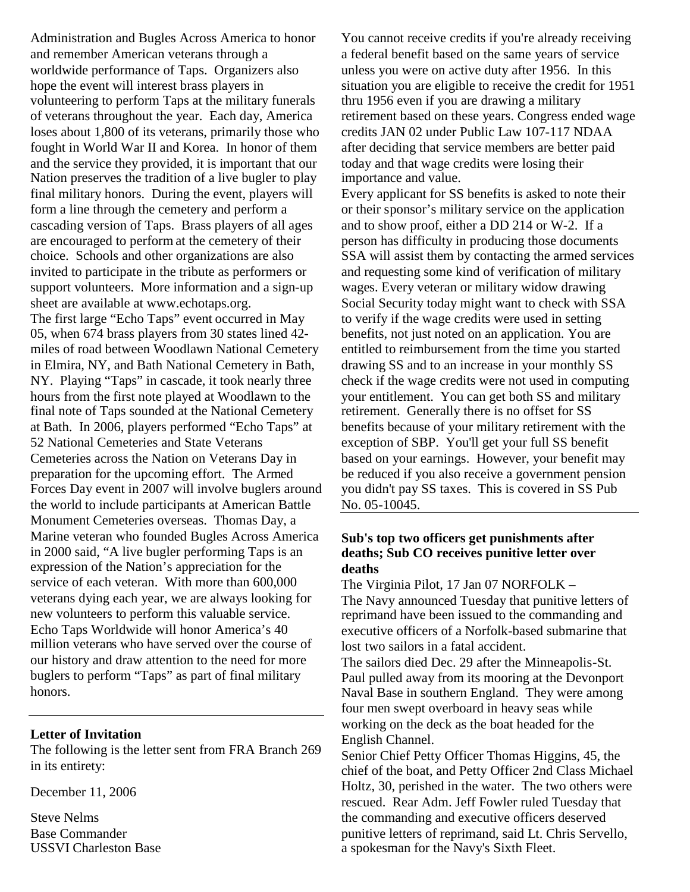Administration and Bugles Across America to honor and remember American veterans through a worldwide performance of Taps. Organizers also hope the event will interest brass players in volunteering to perform Taps at the military funerals of veterans throughout the year. Each day, America loses about 1,800 of its veterans, primarily those who fought in World War II and Korea. In honor of them and the service they provided, it is important that our Nation preserves the tradition of a live bugler to play final military honors. During the event, players will form a line through the cemetery and perform a cascading version of Taps. Brass players of all ages are encouraged to perform at the cemetery of their choice. Schools and other organizations are also invited to participate in the tribute as performers or support volunteers. More information and a sign-up sheet are available at www.echotaps.org.

The first large "Echo Taps" event occurred in May 05, when 674 brass players from 30 states lined 42-miles of road between Woodlawn National Cemetery in Elmira, NY, and Bath National Cemetery in Bath, NY. Playing "Taps" in cascade, it took nearly three hours from the first note played at Woodlawn to the final note of Taps sounded at the National Cemetery at Bath. In 2006, players performed "Echo Taps" at 52 National Cemeteries and State Veterans Cemeteries across the Nation on Veterans Day in preparation for the upcoming effort. The Armed Forces Day event in 2007 will involve buglers around the world to include participants at American Battle Monument Cemeteries overseas. Thomas Day, a Marine veteran who founded Bugles Across America in 2000 said, "A live bugler performing Taps is an expression of the Nation's appreciation for the service of each veteran. With more than 600,000 veterans dying each year, we are always looking for new volunteers to perform this valuable service. Echo Taps Worldwide will honor America's 40 million veterans who have served over the course of our history and draw attention to the need for more buglers to perform "Taps" as part of final military honors.

---

**Letter of Invitation**

The following is the letter sent from FRA Branch 269 in its entirety:

December 11, 2006

Steve Nelms
Base Commander
USSVI Charleston Base

You cannot receive credits if you're already receiving a federal benefit based on the same years of service unless you were on active duty after 1956. In this situation you are eligible to receive the credit for 1951 thru 1956 even if you are drawing a military retirement based on these years. Congress ended wage credits JAN 02 under Public Law 107-117 NDAA after deciding that service members are better paid today and that wage credits were losing their importance and value.

Every applicant for SS benefits is asked to note their or their sponsor's military service on the application and to show proof, either a DD 214 or W-2. If a person has difficulty in producing those documents SSA will assist them by contacting the armed services and requesting some kind of verification of military wages. Every veteran or military widow drawing Social Security today might want to check with SSA to verify if the wage credits were used in setting benefits, not just noted on an application. You are entitled to reimbursement from the time you started drawing SS and to an increase in your monthly SS check if the wage credits were not used in computing your entitlement. You can get both SS and military retirement. Generally there is no offset for SS benefits because of your military retirement with the exception of SBP. You'll get your full SS benefit based on your earnings. However, your benefit may be reduced if you also receive a government pension you didn't pay SS taxes. This is covered in SS Pub No. 05-10045.

---

**Sub's top two officers get punishments after deaths; Sub CO receives punitive letter over deaths**

The Virginia Pilot, 17 Jan 07 NORFOLK –

The Navy announced Tuesday that punitive letters of reprimand have been issued to the commanding and executive officers of a Norfolk-based submarine that lost two sailors in a fatal accident.

The sailors died Dec. 29 after the Minneapolis-St. Paul pulled away from its mooring at the Devonport Naval Base in southern England. They were among four men swept overboard in heavy seas while working on the deck as the boat headed for the English Channel.

Senior Chief Petty Officer Thomas Higgins, 45, the chief of the boat, and Petty Officer 2nd Class Michael Holtz, 30, perished in the water. The two others were rescued. Rear Adm. Jeff Fowler ruled Tuesday that the commanding and executive officers deserved punitive letters of reprimand, said Lt. Chris Servello, a spokesman for the Navy's Sixth Fleet.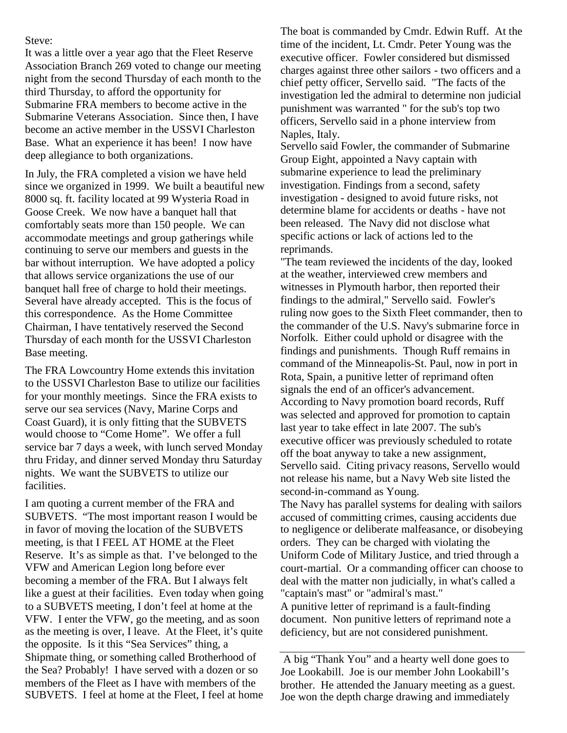Steve:

It was a little over a year ago that the Fleet Reserve Association Branch 269 voted to change our meeting night from the second Thursday of each month to the third Thursday, to afford the opportunity for Submarine FRA members to become active in the Submarine Veterans Association. Since then, I have become an active member in the USSVI Charleston Base. What an experience it has been! I now have deep allegiance to both organizations.

In July, the FRA completed a vision we have held since we organized in 1999. We built a beautiful new 8000 sq. ft. facility located at 99 Wysteria Road in Goose Creek. We now have a banquet hall that comfortably seats more than 150 people. We can accommodate meetings and group gatherings while continuing to serve our members and guests in the bar without interruption. We have adopted a policy that allows service organizations the use of our banquet hall free of charge to hold their meetings. Several have already accepted. This is the focus of this correspondence. As the Home Committee Chairman, I have tentatively reserved the Second Thursday of each month for the USSVI Charleston Base meeting.

The FRA Lowcountry Home extends this invitation to the USSVI Charleston Base to utilize our facilities for your monthly meetings. Since the FRA exists to serve our sea services (Navy, Marine Corps and Coast Guard), it is only fitting that the SUBVETS would choose to "Come Home". We offer a full service bar 7 days a week, with lunch served Monday thru Friday, and dinner served Monday thru Saturday nights. We want the SUBVETS to utilize our facilities.

I am quoting a current member of the FRA and SUBVETS. "The most important reason I would be in favor of moving the location of the SUBVETS meeting, is that I FEEL AT HOME at the Fleet Reserve. It's as simple as that. I've belonged to the VFW and American Legion long before ever becoming a member of the FRA. But I always felt like a guest at their facilities. Even today when going to a SUBVETS meeting, I don't feel at home at the VFW. I enter the VFW, go the meeting, and as soon as the meeting is over, I leave. At the Fleet, it's quite the opposite. Is it this "Sea Services" thing, a Shipmate thing, or something called Brotherhood of the Sea? Probably! I have served with a dozen or so members of the Fleet as I have with members of the SUBVETS. I feel at home at the Fleet, I feel at home

The boat is commanded by Cmdr. Edwin Ruff. At the time of the incident, Lt. Cmdr. Peter Young was the executive officer. Fowler considered but dismissed charges against three other sailors - two officers and a chief petty officer, Servello said. "The facts of the investigation led the admiral to determine non judicial punishment was warranted " for the sub's top two officers, Servello said in a phone interview from Naples, Italy.

Servello said Fowler, the commander of Submarine Group Eight, appointed a Navy captain with submarine experience to lead the preliminary investigation. Findings from a second, safety investigation - designed to avoid future risks, not determine blame for accidents or deaths - have not been released. The Navy did not disclose what specific actions or lack of actions led to the reprimands.

"The team reviewed the incidents of the day, looked at the weather, interviewed crew members and witnesses in Plymouth harbor, then reported their findings to the admiral," Servello said. Fowler's ruling now goes to the Sixth Fleet commander, then to the commander of the U.S. Navy's submarine force in Norfolk. Either could uphold or disagree with the findings and punishments. Though Ruff remains in command of the Minneapolis-St. Paul, now in port in Rota, Spain, a punitive letter of reprimand often signals the end of an officer's advancement. According to Navy promotion board records, Ruff was selected and approved for promotion to captain last year to take effect in late 2007. The sub's executive officer was previously scheduled to rotate off the boat anyway to take a new assignment, Servello said. Citing privacy reasons, Servello would not release his name, but a Navy Web site listed the second-in-command as Young.

The Navy has parallel systems for dealing with sailors accused of committing crimes, causing accidents due to negligence or deliberate malfeasance, or disobeying orders. They can be charged with violating the Uniform Code of Military Justice, and tried through a court-martial. Or a commanding officer can choose to deal with the matter non judicially, in what's called a "captain's mast" or "admiral's mast."

A punitive letter of reprimand is a fault-finding document. Non punitive letters of reprimand note a deficiency, but are not considered punishment.

---

A big "Thank You" and a hearty well done goes to Joe Lookabill. Joe is our member John Lookabill's brother. He attended the January meeting as a guest. Joe won the depth charge drawing and immediately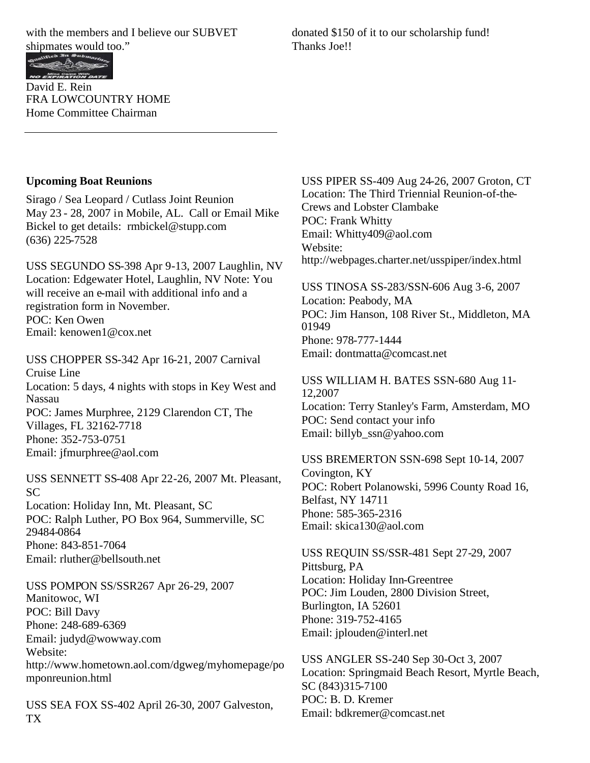with the members and I believe our SUBVET shipmates would too."

David E. Rein
FRA LOWCOUNTRY HOME
Home Committee Chairman

donated $150 of it to our scholarship fund! Thanks Joe!!

---

**Upcoming Boat Reunions**

Sirago / Sea Leopard / Cutlass Joint Reunion May 23 - 28, 2007 in Mobile, AL. Call or Email Mike Bickel to get details: rmbickel@stupp.com (636) 225-7528

USS SEGUNDO SS-398 Apr 9-13, 2007 Laughlin, NV
Location: Edgewater Hotel, Laughlin, NV Note: You will receive an e-mail with additional info and a registration form in November.
POC: Ken Owen
Email: kenowen1@cox.net

USS CHOPPER SS-342 Apr 16-21, 2007 Carnival Cruise Line
Location: 5 days, 4 nights with stops in Key West and Nassau
POC: James Murphree, 2129 Clarendon CT, The Villages, FL 32162-7718
Phone: 352-753-0751
Email: jfmurphree@aol.com

USS SENNETT SS-408 Apr 22-26, 2007 Mt. Pleasant, SC
Location: Holiday Inn, Mt. Pleasant, SC
POC: Ralph Luther, PO Box 964, Summerville, SC 29484-0864
Phone: 843-851-7064
Email: rluther@bellsouth.net

USS POMPON SS/SSR267 Apr 26-29, 2007 Manitowoc, WI
POC: Bill Davy
Phone: 248-689-6369
Email: judyd@wowway.com
Website:
http://www.hometown.aol.com/dgweg/myhomepage/pomponreunion.html

USS SEA FOX SS-402 April 26-30, 2007 Galveston, TX

USS PIPER SS-409 Aug 24-26, 2007 Groton, CT
Location: The Third Triennial Reunion-of-the-Crews and Lobster Clambake
POC: Frank Whitty
Email: Whitty409@aol.com
Website:
http://webpages.charter.net/usspiper/index.html

USS TINOSA SS-283/SSN-606 Aug 3-6, 2007
Location: Peabody, MA
POC: Jim Hanson, 108 River St., Middleton, MA 01949
Phone: 978-777-1444
Email: dontmatta@comcast.net

USS WILLIAM H. BATES SSN-680 Aug 11-12,2007
Location: Terry Stanley's Farm, Amsterdam, MO
POC: Send contact your info
Email: billyb_ssn@yahoo.com

USS BREMERTON SSN-698 Sept 10-14, 2007 Covington, KY
POC: Robert Polanowski, 5996 County Road 16, Belfast, NY 14711
Phone: 585-365-2316
Email: skica130@aol.com

USS REQUIN SS/SSR-481 Sept 27-29, 2007 Pittsburg, PA
Location: Holiday Inn-Greentree
POC: Jim Louden, 2800 Division Street, Burlington, IA 52601
Phone: 319-752-4165
Email: jplouden@interl.net

USS ANGLER SS-240 Sep 30-Oct 3, 2007
Location: Springmaid Beach Resort, Myrtle Beach, SC (843)315-7100
POC: B. D. Kremer
Email: bdkremer@comcast.net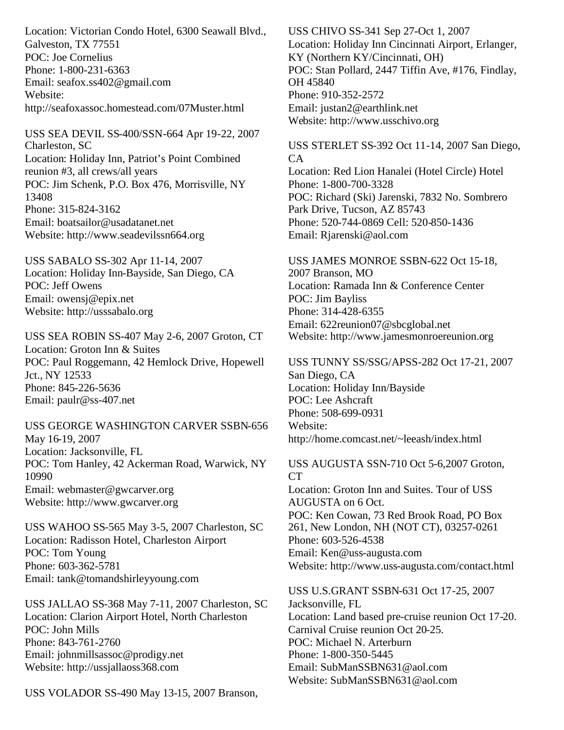Location: Victorian Condo Hotel, 6300 Seawall Blvd., Galveston, TX 77551
POC: Joe Cornelius
Phone: 1-800-231-6363
Email: seafox.ss402@gmail.com
Website: http://seafoxassoc.homestead.com/07Muster.html

USS SEA DEVIL SS-400/SSN-664 Apr 19-22, 2007 Charleston, SC
Location: Holiday Inn, Patriot's Point Combined reunion #3, all crews/all years
POC: Jim Schenk, P.O. Box 476, Morrisville, NY 13408
Phone: 315-824-3162
Email: boatsailor@usadatanet.net
Website: http://www.seadevilssn664.org

USS SABALO SS-302 Apr 11-14, 2007
Location: Holiday Inn-Bayside, San Diego, CA
POC: Jeff Owens
Email: owensj@epix.net
Website: http://usssabalo.org

USS SEA ROBIN SS-407 May 2-6, 2007 Groton, CT
Location: Groton Inn & Suites
POC: Paul Roggemann, 42 Hemlock Drive, Hopewell Jct., NY 12533
Phone: 845-226-5636
Email: paulr@ss-407.net

USS GEORGE WASHINGTON CARVER SSBN-656 May 16-19, 2007
Location: Jacksonville, FL
POC: Tom Hanley, 42 Ackerman Road, Warwick, NY 10990
Email: webmaster@gwcarver.org
Website: http://www.gwcarver.org

USS WAHOO SS-565 May 3-5, 2007 Charleston, SC
Location: Radisson Hotel, Charleston Airport
POC: Tom Young
Phone: 603-362-5781
Email: tank@tomandshirleyyoung.com

USS JALLAO SS-368 May 7-11, 2007 Charleston, SC
Location: Clarion Airport Hotel, North Charleston
POC: John Mills
Phone: 843-761-2760
Email: johnmillsassoc@prodigy.net
Website: http://ussjallaoss368.com

USS VOLADOR SS-490 May 13-15, 2007 Branson,

USS CHIVO SS-341 Sep 27-Oct 1, 2007
Location: Holiday Inn Cincinnati Airport, Erlanger, KY (Northern KY/Cincinnati, OH)
POC: Stan Pollard, 2447 Tiffin Ave, #176, Findlay, OH 45840
Phone: 910-352-2572
Email: justan2@earthlink.net
Website: http://www.usschivo.org

USS STERLET SS-392 Oct 11-14, 2007 San Diego, CA
Location: Red Lion Hanalei (Hotel Circle) Hotel
Phone: 1-800-700-3328
POC: Richard (Ski) Jarenski, 7832 No. Sombrero Park Drive, Tucson, AZ 85743
Phone: 520-744-0869 Cell: 520-850-1436
Email: Rjarenski@aol.com

USS JAMES MONROE SSBN-622 Oct 15-18, 2007 Branson, MO
Location: Ramada Inn & Conference Center
POC: Jim Bayliss
Phone: 314-428-6355
Email: 622reunion07@sbcglobal.net
Website: http://www.jamesmonroereunion.org

USS TUNNY SS/SSG/APSS-282 Oct 17-21, 2007 San Diego, CA
Location: Holiday Inn/Bayside
POC: Lee Ashcraft
Phone: 508-699-0931
Website: http://home.comcast.net/~leeash/index.html

USS AUGUSTA SSN-710 Oct 5-6,2007 Groton, CT
Location: Groton Inn and Suites. Tour of USS AUGUSTA on 6 Oct.
POC: Ken Cowan, 73 Red Brook Road, PO Box 261, New London, NH (NOT CT), 03257-0261
Phone: 603-526-4538
Email: Ken@uss-augusta.com
Website: http://www.uss-augusta.com/contact.html

USS U.S.GRANT SSBN-631 Oct 17-25, 2007 Jacksonville, FL
Location: Land based pre-cruise reunion Oct 17-20. Carnival Cruise reunion Oct 20-25.
POC: Michael N. Arterburn
Phone: 1-800-350-5445
Email: SubManSSBN631@aol.com
Website: SubManSSBN631@aol.com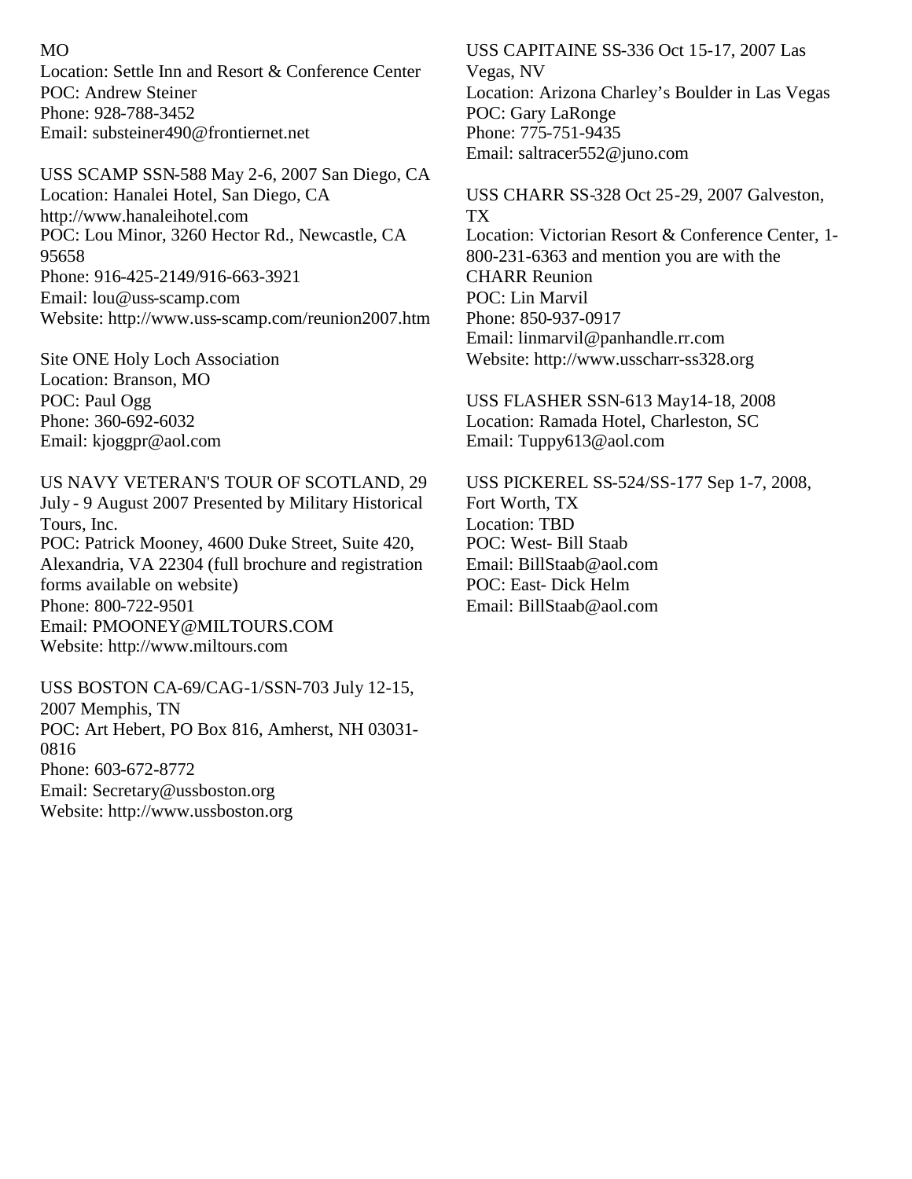MO
Location: Settle Inn and Resort & Conference Center
POC: Andrew Steiner
Phone: 928-788-3452
Email: substeiner490@frontiernet.net

USS SCAMP SSN-588 May 2-6, 2007 San Diego, CA
Location: Hanalei Hotel, San Diego, CA
http://www.hanaleihotel.com
POC: Lou Minor, 3260 Hector Rd., Newcastle, CA 95658
Phone: 916-425-2149/916-663-3921
Email: lou@uss-scamp.com
Website: http://www.uss-scamp.com/reunion2007.htm

Site ONE Holy Loch Association
Location: Branson, MO
POC: Paul Ogg
Phone: 360-692-6032
Email: kjoggpr@aol.com

US NAVY VETERAN'S TOUR OF SCOTLAND, 29 July - 9 August 2007 Presented by Military Historical Tours, Inc.
POC: Patrick Mooney, 4600 Duke Street, Suite 420, Alexandria, VA 22304 (full brochure and registration forms available on website)
Phone: 800-722-9501
Email: PMOONEY@MILTOURS.COM
Website: http://www.miltours.com

USS BOSTON CA-69/CAG-1/SSN-703 July 12-15, 2007 Memphis, TN
POC: Art Hebert, PO Box 816, Amherst, NH 03031-0816
Phone: 603-672-8772
Email: Secretary@ussboston.org
Website: http://www.ussboston.org

USS CAPITAINE SS-336 Oct 15-17, 2007 Las Vegas, NV
Location: Arizona Charley's Boulder in Las Vegas
POC: Gary LaRonge
Phone: 775-751-9435
Email: saltracer552@juno.com

USS CHARR SS-328 Oct 25-29, 2007 Galveston, TX
Location: Victorian Resort & Conference Center, 1-800-231-6363 and mention you are with the CHARR Reunion
POC: Lin Marvil
Phone: 850-937-0917
Email: linmarvil@panhandle.rr.com
Website: http://www.usscharr-ss328.org

USS FLASHER SSN-613 May14-18, 2008
Location: Ramada Hotel, Charleston, SC
Email: Tuppy613@aol.com

USS PICKEREL SS-524/SS-177 Sep 1-7, 2008, Fort Worth, TX
Location: TBD
POC: West- Bill Staab
Email: BillStaab@aol.com
POC: East- Dick Helm
Email: BillStaab@aol.com